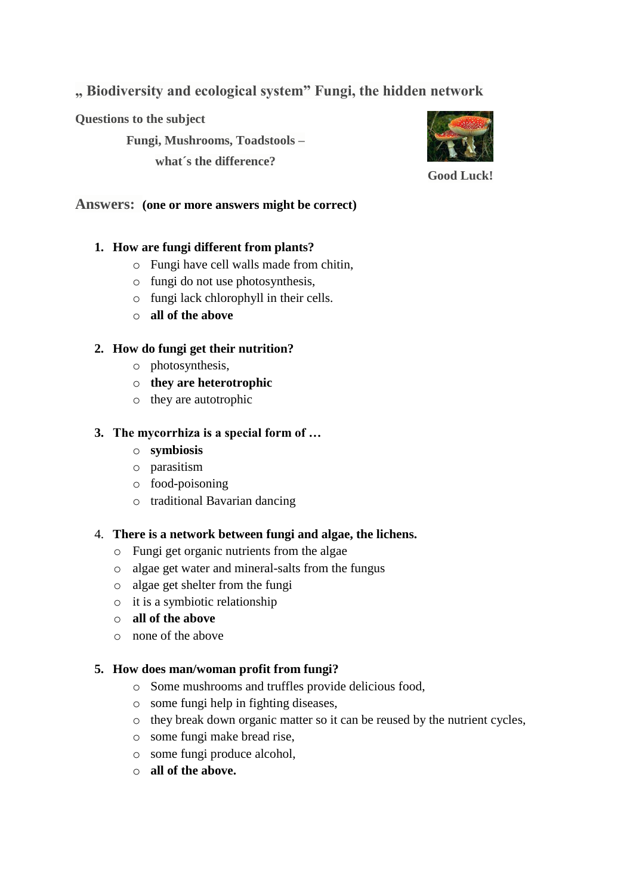## „ Biodiversity and ecological system" Fungi, the hidden network

**Questions to the subject**

**Fungi, Mushrooms, Toadstools –**

**what´s the difference?**

**Good Luck!**

**Answers:** **(one or more answers might be correct)**

1. **How are fungi different from plants?**
   - Fungi have cell walls made from chitin,
   - fungi do not use photosynthesis,
   - fungi lack chlorophyll in their cells.
   - **all of the above**

2. **How do fungi get their nutrition?**
   - photosynthesis,
   - **they are heterotrophic**
   - they are autotrophic

3. **The mycorrhiza is a special form of …**
   - **symbiosis**
   - parasitism
   - food-poisoning
   - traditional Bavarian dancing

4. **There is a network between fungi and algae, the lichens.**
   - Fungi get organic nutrients from the algae
   - algae get water and mineral-salts from the fungus
   - algae get shelter from the fungi
   - it is a symbiotic relationship
   - **all of the above**
   - none of the above

5. **How does man/woman profit from fungi?**
   - Some mushrooms and truffles provide delicious food,
   - some fungi help in fighting diseases,
   - they break down organic matter so it can be reused by the nutrient cycles,
   - some fungi make bread rise,
   - some fungi produce alcohol,
   - **all of the above.**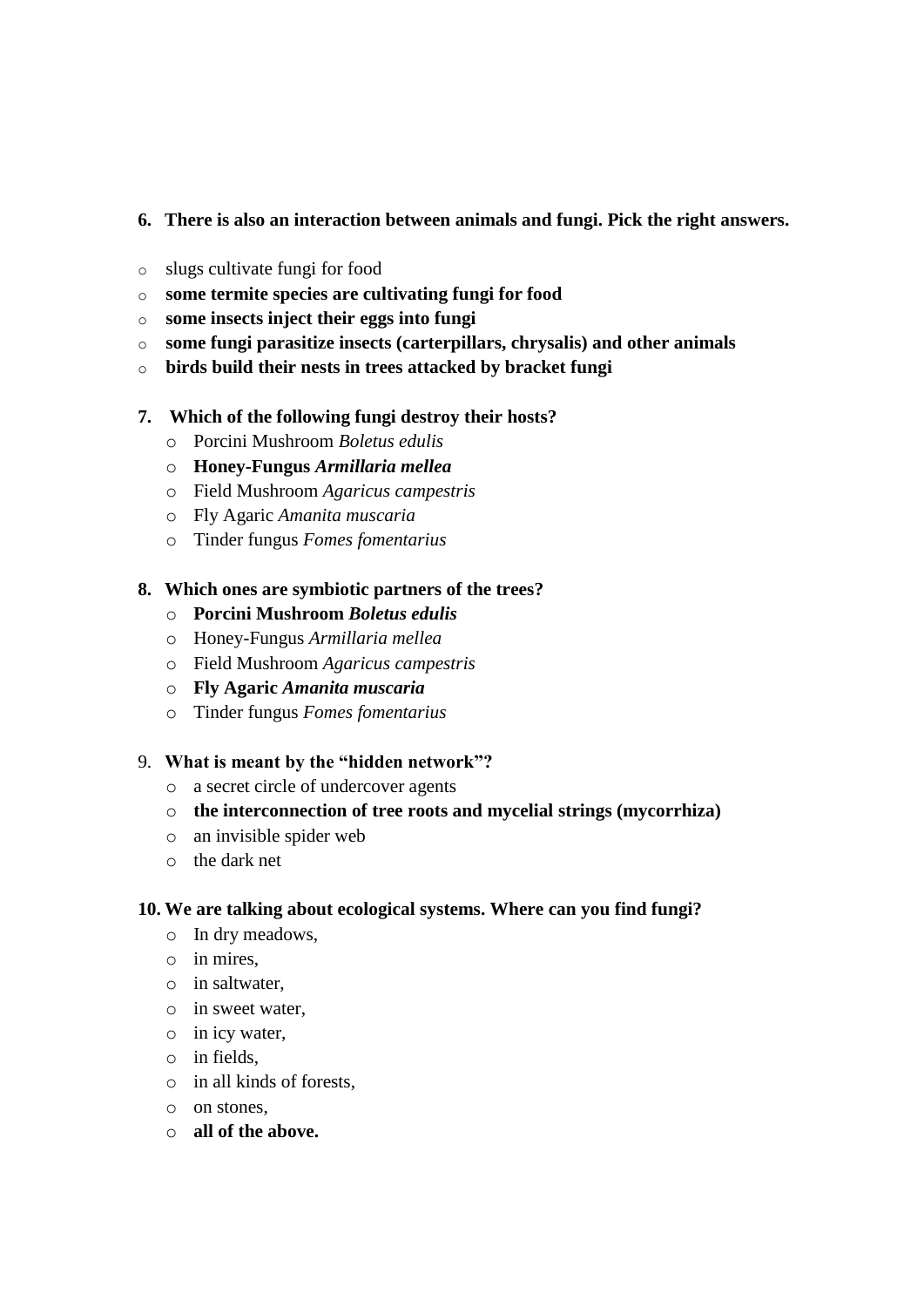**6. There is also an interaction between animals and fungi. Pick the right answers.**

- slugs cultivate fungi for food
- **some termite species are cultivating fungi for food**
- **some insects inject their eggs into fungi**
- **some fungi parasitize insects (carterpillars, chrysalis) and other animals**
- **birds build their nests in trees attacked by bracket fungi**

**7. Which of the following fungi destroy their hosts?**

- Porcini Mushroom *Boletus edulis*
- **Honey-Fungus *Armillaria mellea***
- Field Mushroom *Agaricus campestris*
- Fly Agaric *Amanita muscaria*
- Tinder fungus *Fomes fomentarius*

**8. Which ones are symbiotic partners of the trees?**

- **Porcini Mushroom *Boletus edulis***
- Honey-Fungus *Armillaria mellea*
- Field Mushroom *Agaricus campestris*
- **Fly Agaric *Amanita muscaria***
- Tinder fungus *Fomes fomentarius*

9. **What is meant by the “hidden network”?**

- a secret circle of undercover agents
- **the interconnection of tree roots and mycelial strings (mycorrhiza)**
- an invisible spider web
- the dark net

**10. We are talking about ecological systems. Where can you find fungi?**

- In dry meadows,
- in mires,
- in saltwater,
- in sweet water,
- in icy water,
- in fields,
- in all kinds of forests,
- on stones,
- **all of the above.**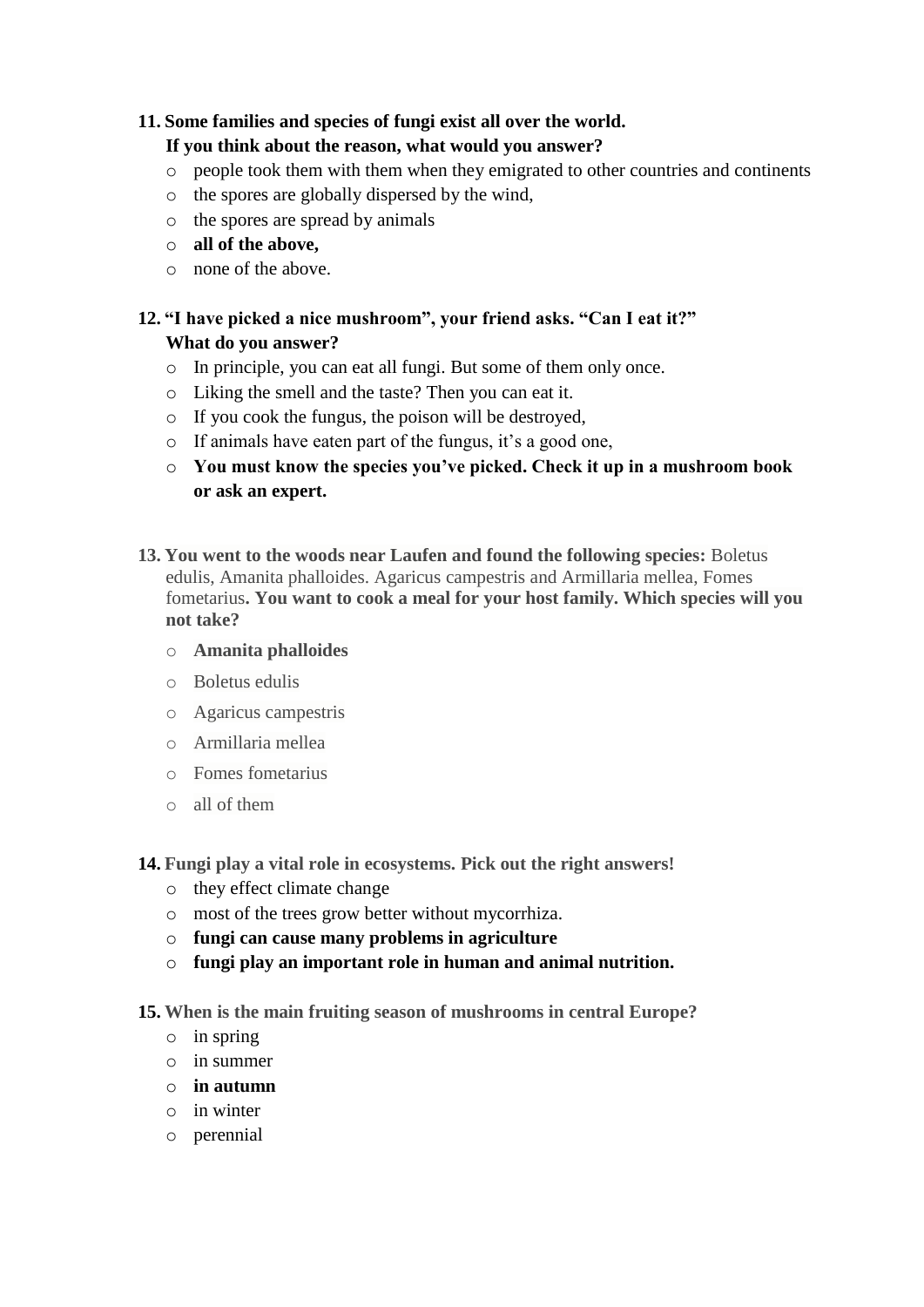11. **Some families and species of fungi exist all over the world.**
    **If you think about the reason, what would you answer?**
    - people took them with them when they emigrated to other countries and continents
    - the spores are globally dispersed by the wind,
    - the spores are spread by animals
    - **all of the above,**
    - none of the above.

12. **"I have picked a nice mushroom", your friend asks. "Can I eat it?"**
    **What do you answer?**
    - In principle, you can eat all fungi. But some of them only once.
    - Liking the smell and the taste? Then you can eat it.
    - If you cook the fungus, the poison will be destroyed,
    - If animals have eaten part of the fungus, it's a good one,
    - **You must know the species you've picked. Check it up in a mushroom book or ask an expert.**

13. **You went to the woods near Laufen and found the following species:** Boletus edulis, Amanita phalloides. Agaricus campestris and Armillaria mellea, Fomes fometarius**. You want to cook a meal for your host family. Which species will you not take?**
    - **Amanita phalloides**
    - Boletus edulis
    - Agaricus campestris
    - Armillaria mellea
    - Fomes fometarius
    - all of them

14. **Fungi play a vital role in ecosystems. Pick out the right answers!**
    - they effect climate change
    - most of the trees grow better without mycorrhiza.
    - **fungi can cause many problems in agriculture**
    - **fungi play an important role in human and animal nutrition.**

15. **When is the main fruiting season of mushrooms in central Europe?**
    - in spring
    - in summer
    - **in autumn**
    - in winter
    - perennial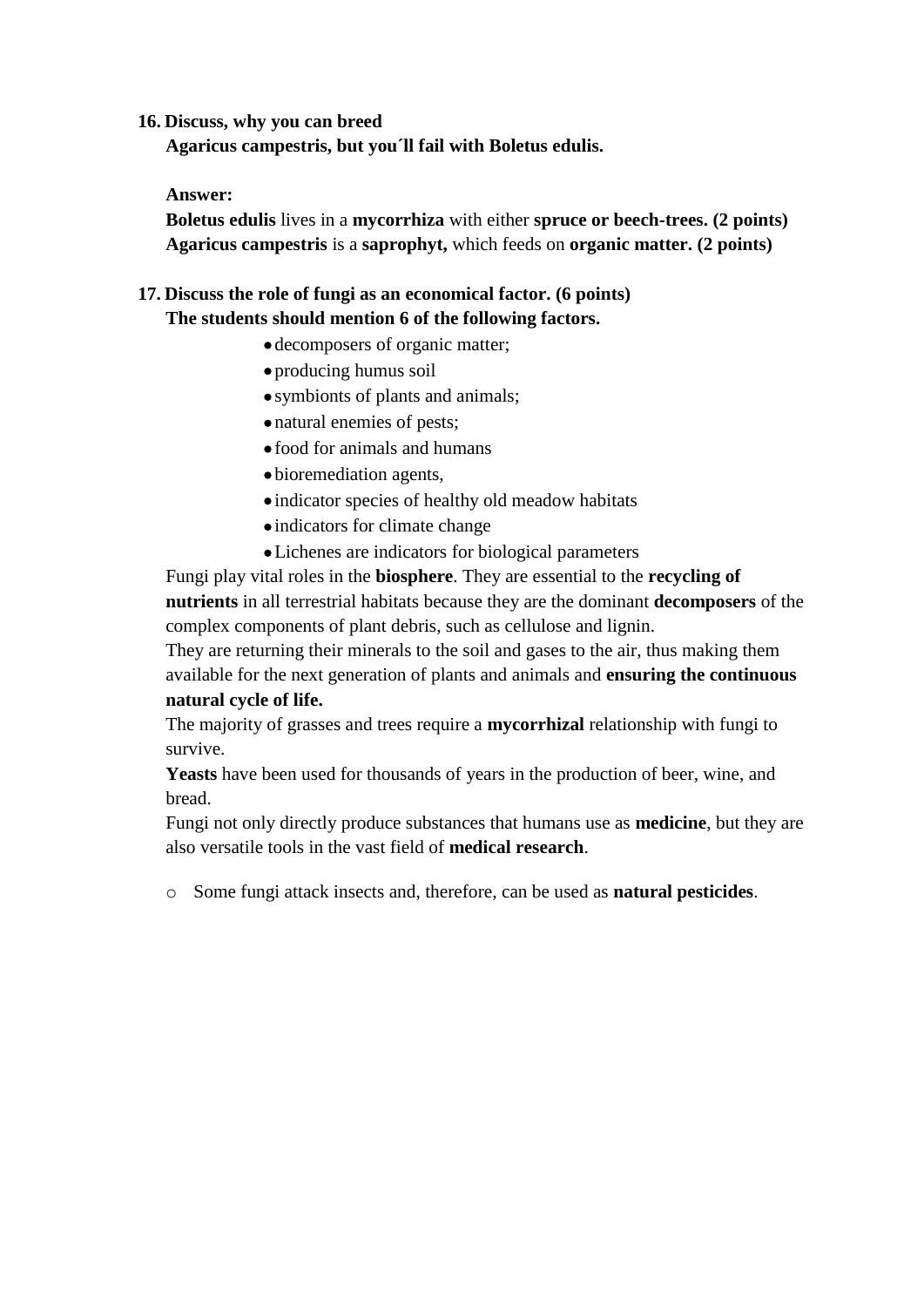16. **Discuss, why you can breed Agaricus campestris, but you´ll fail with Boletus edulis.**

    **Answer:**
    **Boletus edulis** lives in a **mycorrhiza** with either **spruce or beech-trees. (2 points)**
    **Agaricus campestris** is a **saprophyt,** which feeds on **organic matter. (2 points)**

17. **Discuss the role of fungi as an economical factor. (6 points)**
    **The students should mention 6 of the following factors.**

    - decomposers of organic matter;
    - producing humus soil
    - symbionts of plants and animals;
    - natural enemies of pests;
    - food for animals and humans
    - bioremediation agents,
    - indicator species of healthy old meadow habitats
    - indicators for climate change
    - Lichenes are indicators for biological parameters

    Fungi play vital roles in the **biosphere**. They are essential to the **recycling of nutrients** in all terrestrial habitats because they are the dominant **decomposers** of the complex components of plant debris, such as cellulose and lignin.
    They are returning their minerals to the soil and gases to the air, thus making them available for the next generation of plants and animals and **ensuring the continuous natural cycle of life.**
    The majority of grasses and trees require a **mycorrhizal** relationship with fungi to survive.
    **Yeasts** have been used for thousands of years in the production of beer, wine, and bread.
    Fungi not only directly produce substances that humans use as **medicine**, but they are also versatile tools in the vast field of **medical research**.

    - Some fungi attack insects and, therefore, can be used as **natural pesticides**.